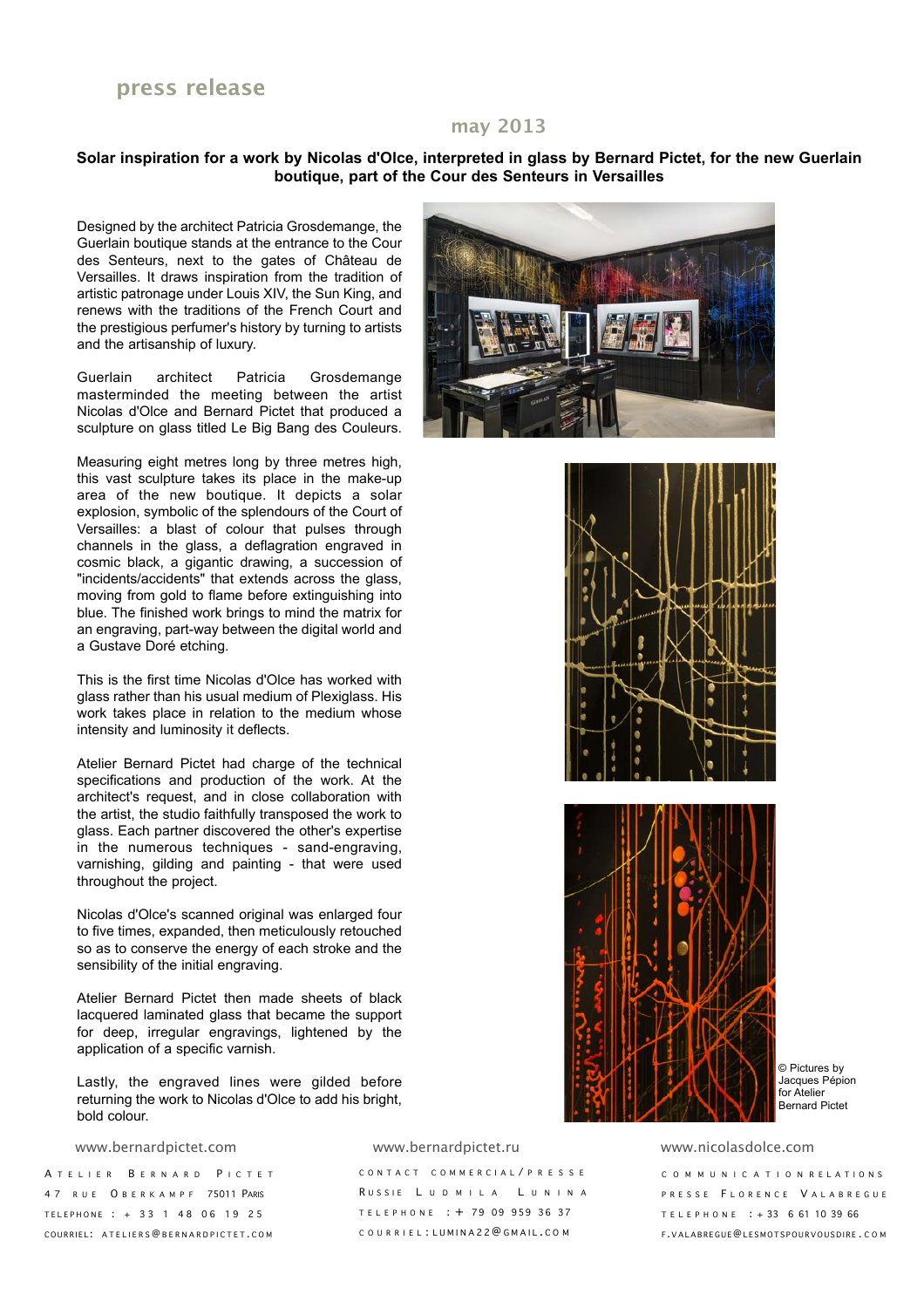press release

may 2013

**Solar inspiration for a work by Nicolas d'Olce, interpreted in glass by Bernard Pictet, for the new Guerlain boutique, part of the Cour des Senteurs in Versailles**

Designed by the architect Patricia Grosdemange, the Guerlain boutique stands at the entrance to the Cour des Senteurs, next to the gates of Château de Versailles. It draws inspiration from the tradition of artistic patronage under Louis XIV, the Sun King, and renews with the traditions of the French Court and the prestigious perfumer's history by turning to artists and the artisanship of luxury.

Guerlain architect Patricia Grosdemange masterminded the meeting between the artist Nicolas d'Olce and Bernard Pictet that produced a sculpture on glass titled Le Big Bang des Couleurs.

Measuring eight metres long by three metres high, this vast sculpture takes its place in the make-up area of the new boutique. It depicts a solar explosion, symbolic of the splendours of the Court of Versailles: a blast of colour that pulses through channels in the glass, a deflagration engraved in cosmic black, a gigantic drawing, a succession of "incidents/accidents" that extends across the glass, moving from gold to flame before extinguishing into blue. The finished work brings to mind the matrix for an engraving, part-way between the digital world and a Gustave Doré etching.

This is the first time Nicolas d'Olce has worked with glass rather than his usual medium of Plexiglass. His work takes place in relation to the medium whose intensity and luminosity it deflects.

Atelier Bernard Pictet had charge of the technical specifications and production of the work. At the architect's request, and in close collaboration with the artist, the studio faithfully transposed the work to glass. Each partner discovered the other's expertise in the numerous techniques - sand-engraving, varnishing, gilding and painting - that were used throughout the project.

Nicolas d'Olce's scanned original was enlarged four to five times, expanded, then meticulously retouched so as to conserve the energy of each stroke and the sensibility of the initial engraving.

Atelier Bernard Pictet then made sheets of black lacquered laminated glass that became the support for deep, irregular engravings, lightened by the application of a specific varnish.

Lastly, the engraved lines were gilded before returning the work to Nicolas d'Olce to add his bright, bold colour.

© Pictures by Jacques Pépion for Atelier Bernard Pictet

www.bernardpictet.com

Atelier Bernard Pictet
47 rue Oberkampf 75011 Paris
Telephone : + 33 1 48 06 19 25
Courriel: ateliers@bernardpictet.com

www.bernardpictet.ru

Contact commercial/presse
Russie Ludmila Lunina
Telephone : + 79 09 959 36 37
Courriel: lumina22@gmail.com

www.nicolasdolce.com

Communication relations
presse Florence Valabregue
Telephone : + 33 6 61 10 39 66
f.valabregue@lesmotspourvousdire.com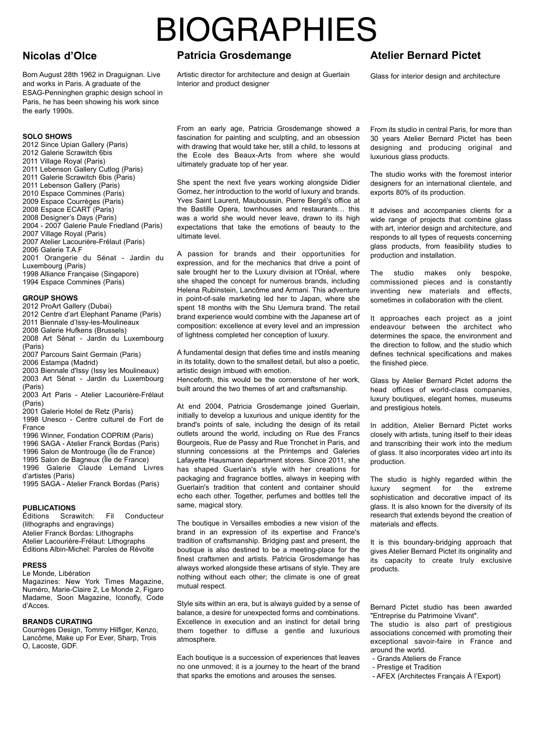# BIOGRAPHIES

## Nicolas d'Olce

Born August 28th 1962 in Draguignan. Live and works in Paris. A graduate of the ESAG-Penninghen graphic design school in Paris, he has been showing his work since the early 1990s.

**SOLO SHOWS**

2012 Since Upian Gallery (Paris)
2012 Galerie Scrawitch 6bis
2011 Village Royal (Paris)
2011 Lebenson Gallery Cutlog (Paris)
2011 Galerie Scrawitch 6bis (Paris)
2011 Lebenson Gallery (Paris)
2010 Espace Commines (Paris)
2009 Espace Courrèges (Paris)
2008 Espace ECART (Paris)
2008 Designer's Days (Paris)
2004 - 2007 Galerie Paule Friedland (Paris)
2007 Village Royal (Paris)
2007 Atelier Lacourière-Frélaut (Paris)
2006 Galerie T.A.F
2001 Orangerie du Sénat - Jardin du Luxembourg (Paris)
1998 Alliance Française (Singapore)
1994 Espace Commines (Paris)

**GROUP SHOWS**

2012 ProArt Gallery (Dubai)
2012 Centre d'art Elephant Paname (Paris)
2011 Biennale d'Issy-les-Moulineaux
2008 Galerie Hufkens (Brussels)
2008 Art Sénat - Jardin du Luxembourg (Paris)
2007 Parcours Saint Germain (Paris)
2006 Estampa (Madrid)
2003 Biennale d'Issy (Issy les Moulineaux)
2003 Art Sénat - Jardin du Luxembourg (Paris)
2003 Art Paris - Atelier Lacourière-Frélaut (Paris)
2001 Galerie Hotel de Retz (Paris)
1998 Unesco - Centre culturel de Fort de France
1996 Winner, Fondation COPRIM (Paris)
1996 SAGA - Atelier Franck Bordas (Paris)
1996 Salon de Montrouge (Île de France)
1995 Salon de Bagneux (Île de France)
1996 Galerie Claude Lemand Livres d'artistes (Paris)
1995 SAGA - Atelier Franck Bordas (Paris)

**PUBLICATIONS**

Éditions Scrawitch: Fil Conducteur (lithographs and engravings)
Atelier Franck Bordas: Lithographs
Atelier Lacourière-Frélaut: Lithographs
Éditions Albin-Michel: Paroles de Révolte

**PRESS**

Le Monde, Libération
Magazines: New York Times Magazine, Numéro, Marie-Claire 2, Le Monde 2, Figaro Madame, Soon Magazine, Iconofly, Code d'Acces.

**BRANDS CURATING**

Courrèges Design, Tommy Hilfiger, Kenzo, Lancôme, Make up For Ever, Sharp, Trois O, Lacoste, GDF.

## Patricia Grosdemange

Artistic director for architecture and design at Guerlain
Interior and product designer

From an early age, Patricia Grosdemange showed a fascination for painting and sculpting, and an obsession with drawing that would take her, still a child, to lessons at the Ecole des Beaux-Arts from where she would ultimately graduate top of her year.

She spent the next five years working alongside Didier Gomez, her introduction to the world of luxury and brands. Yves Saint Laurent, Mauboussin, Pierre Bergé's office at the Bastille Opera, townhouses and restaurants… this was a world she would never leave, drawn to its high expectations that take the emotions of beauty to the ultimate level.

A passion for brands and their opportunities for expression, and for the mechanics that drive a point of sale brought her to the Luxury division at l'Oréal, where she shaped the concept for numerous brands, including Helena Rubinstein, Lancôme and Armani. This adventure in point-of-sale marketing led her to Japan, where she spent 18 months with the Shu Uemura brand. The retail brand experience would combine with the Japanese art of composition: excellence at every level and an impression of lightness completed her conception of luxury.

A fundamental design that defies time and instils meaning in its totality, down to the smallest detail, but also a poetic, artistic design imbued with emotion.
Henceforth, this would be the cornerstone of her work, built around the two themes of art and craftsmanship.

At end 2004, Patricia Grosdemange joined Guerlain, initially to develop a luxurious and unique identity for the brand's points of sale, including the design of its retail outlets around the world, including on Rue des Francs Bourgeois, Rue de Passy and Rue Tronchet in Paris, and stunning concessions at the Printemps and Galeries Lafayette Hausmann department stores. Since 2011, she has shaped Guerlain's style with her creations for packaging and fragrance bottles, always in keeping with Guerlain's tradition that content and container should echo each other. Together, perfumes and bottles tell the same, magical story.

The boutique in Versailles embodies a new vision of the brand in an expression of its expertise and France's tradition of craftsmanship. Bridging past and present, the boutique is also destined to be a meeting-place for the finest craftsmen and artists. Patricia Grosdemange has always worked alongside these artisans of style. They are nothing without each other; the climate is one of great mutual respect.

Style sits within an era, but is always guided by a sense of balance, a desire for unexpected forms and combinations. Excellence in execution and an instinct for detail bring them together to diffuse a gentle and luxurious atmosphere.

Each boutique is a succession of experiences that leaves no one unmoved; it is a journey to the heart of the brand that sparks the emotions and arouses the senses.

## Atelier Bernard Pictet

Glass for interior design and architecture

From its studio in central Paris, for more than 30 years Atelier Bernard Pictet has been designing and producing original and luxurious glass products.

The studio works with the foremost interior designers for an international clientele, and exports 80% of its production.

It advises and accompanies clients for a wide range of projects that combine glass with art, interior design and architecture, and responds to all types of requests concerning glass products, from feasibility studies to production and installation.

The studio makes only bespoke, commissioned pieces and is constantly inventing new materials and effects, sometimes in collaboration with the client.

It approaches each project as a joint endeavour between the architect who determines the space, the environment and the direction to follow, and the studio which defines technical specifications and makes the finished piece.

Glass by Atelier Bernard Pictet adorns the head offices of world-class companies, luxury boutiques, elegant homes, museums and prestigious hotels.

In addition, Atelier Bernard Pictet works closely with artists, tuning itself to their ideas and transcribing their work into the medium of glass. It also incorporates video art into its production.

The studio is highly regarded within the luxury segment for the extreme sophistication and decorative impact of its glass. It is also known for the diversity of its research that extends beyond the creation of materials and effects.

It is this boundary-bridging approach that gives Atelier Bernard Pictet its originality and its capacity to create truly exclusive products.

Bernard Pictet studio has been awarded "Entreprise du Patrimoine Vivant".
The studio is also part of prestigious associations concerned with promoting their exceptional savoir-faire in France and around the world.

- Grands Ateliers de France
- Prestige et Tradition
- AFEX (Architectes Français À l'Export)